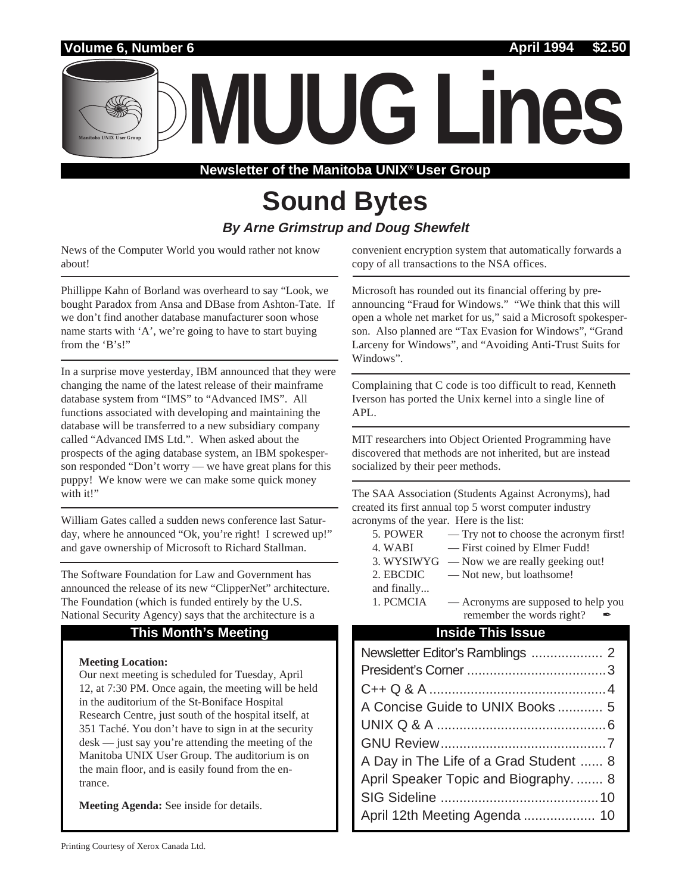Volume 6, Number 6 — April 1994 — $2.50

# MUUG Lines

**Newsletter of the Manitoba UNIX® User Group**

## Sound Bytes

***By Arne Grimstrup and Doug Shewfelt***

News of the Computer World you would rather not know about!

---

Phillippe Kahn of Borland was overheard to say "Look, we bought Paradox from Ansa and DBase from Ashton-Tate. If we don't find another database manufacturer soon whose name starts with 'A', we're going to have to start buying from the 'B's!"

---

In a surprise move yesterday, IBM announced that they were changing the name of the latest release of their mainframe database system from "IMS" to "Advanced IMS". All functions associated with developing and maintaining the database will be transferred to a new subsidiary company called "Advanced IMS Ltd.". When asked about the prospects of the aging database system, an IBM spokesperson responded "Don't worry — we have great plans for this puppy! We know were we can make some quick money with it!"

---

William Gates called a sudden news conference last Saturday, where he announced "Ok, you're right! I screwed up!" and gave ownership of Microsoft to Richard Stallman.

---

The Software Foundation for Law and Government has announced the release of its new "ClipperNet" architecture. The Foundation (which is funded entirely by the U.S. National Security Agency) says that the architecture is a convenient encryption system that automatically forwards a copy of all transactions to the NSA offices.

---

Microsoft has rounded out its financial offering by pre-announcing "Fraud for Windows." "We think that this will open a whole net market for us," said a Microsoft spokesperson. Also planned are "Tax Evasion for Windows", "Grand Larceny for Windows", and "Avoiding Anti-Trust Suits for Windows".

---

Complaining that C code is too difficult to read, Kenneth Iverson has ported the Unix kernel into a single line of APL.

---

MIT researchers into Object Oriented Programming have discovered that methods are not inherited, but are instead socialized by their peer methods.

---

The SAA Association (Students Against Acronyms), had created its first annual top 5 worst computer industry acronyms of the year. Here is the list:

5. POWER — Try not to choose the acronym first!
4. WABI — First coined by Elmer Fudd!
3. WYSIWYG — Now we are really geeking out!
2. EBCDIC — Not new, but loathsome!

and finally...

1. PCMCIA — Acronyms are supposed to help you remember the words right?

### This Month's Meeting

**Meeting Location:**
Our next meeting is scheduled for Tuesday, April 12, at 7:30 PM. Once again, the meeting will be held in the auditorium of the St-Boniface Hospital Research Centre, just south of the hospital itself, at 351 Taché. You don't have to sign in at the security desk — just say you're attending the meeting of the Manitoba UNIX User Group. The auditorium is on the main floor, and is easily found from the entrance.

**Meeting Agenda:** See inside for details.

### Inside This Issue

| | |
|---|---|
| Newsletter Editor's Ramblings | 2 |
| President's Corner | 3 |
| C++ Q & A | 4 |
| A Concise Guide to UNIX Books | 5 |
| UNIX Q & A | 6 |
| GNU Review | 7 |
| A Day in The Life of a Grad Student | 8 |
| April Speaker Topic and Biography. | 8 |
| SIG Sideline | 10 |
| April 12th Meeting Agenda | 10 |

Printing Courtesy of Xerox Canada Ltd.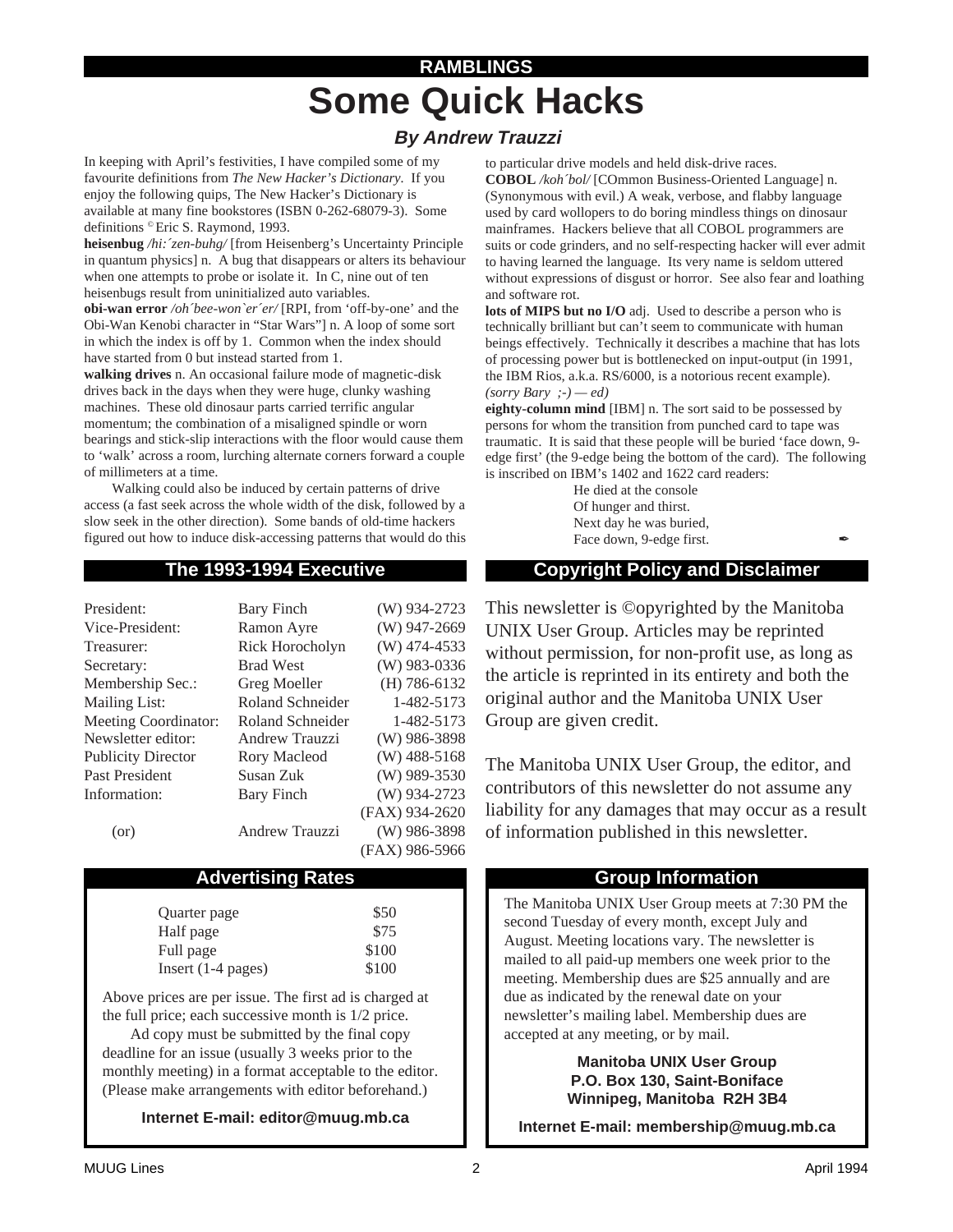## RAMBLINGS

# Some Quick Hacks

### *By Andrew Trauzzi*

In keeping with April's festivities, I have compiled some of my favourite definitions from *The New Hacker's Dictionary*. If you enjoy the following quips, The New Hacker's Dictionary is available at many fine bookstores (ISBN 0-262-68079-3). Some definitions © Eric S. Raymond, 1993.

**heisenbug** */hi:´zen-buhg/* [from Heisenberg's Uncertainty Principle in quantum physics] n. A bug that disappears or alters its behaviour when one attempts to probe or isolate it. In C, nine out of ten heisenbugs result from uninitialized auto variables.

**obi-wan error** */oh´bee-won`er´er/* [RPI, from 'off-by-one' and the Obi-Wan Kenobi character in "Star Wars"] n. A loop of some sort in which the index is off by 1. Common when the index should have started from 0 but instead started from 1.

**walking drives** n. An occasional failure mode of magnetic-disk drives back in the days when they were huge, clunky washing machines. These old dinosaur parts carried terrific angular momentum; the combination of a misaligned spindle or worn bearings and stick-slip interactions with the floor would cause them to 'walk' across a room, lurching alternate corners forward a couple of millimeters at a time.

Walking could also be induced by certain patterns of drive access (a fast seek across the whole width of the disk, followed by a slow seek in the other direction). Some bands of old-time hackers figured out how to induce disk-accessing patterns that would do this to particular drive models and held disk-drive races.

**COBOL** */koh´bol/* [COmmon Business-Oriented Language] n. (Synonymous with evil.) A weak, verbose, and flabby language used by card wollopers to do boring mindless things on dinosaur mainframes. Hackers believe that all COBOL programmers are suits or code grinders, and no self-respecting hacker will ever admit to having learned the language. Its very name is seldom uttered without expressions of disgust or horror. See also fear and loathing and software rot.

**lots of MIPS but no I/O** adj. Used to describe a person who is technically brilliant but can't seem to communicate with human beings effectively. Technically it describes a machine that has lots of processing power but is bottlenecked on input-output (in 1991, the IBM Rios, a.k.a. RS/6000, is a notorious recent example). *(sorry Bary ;-) — ed)*

**eighty-column mind** [IBM] n. The sort said to be possessed by persons for whom the transition from punched card to tape was traumatic. It is said that these people will be buried 'face down, 9-edge first' (the 9-edge being the bottom of the card). The following is inscribed on IBM's 1402 and 1622 card readers:

> He died at the console
> Of hunger and thirst.
> Next day he was buried,
> Face down, 9-edge first.

✒

## The 1993-1994 Executive

| | | |
|---|---|---|
| President: | Bary Finch | (W) 934-2723 |
| Vice-President: | Ramon Ayre | (W) 947-2669 |
| Treasurer: | Rick Horocholyn | (W) 474-4533 |
| Secretary: | Brad West | (W) 983-0336 |
| Membership Sec.: | Greg Moeller | (H) 786-6132 |
| Mailing List: | Roland Schneider | 1-482-5173 |
| Meeting Coordinator: | Roland Schneider | 1-482-5173 |
| Newsletter editor: | Andrew Trauzzi | (W) 986-3898 |
| Publicity Director | Rory Macleod | (W) 488-5168 |
| Past President | Susan Zuk | (W) 989-3530 |
| Information: | Bary Finch | (W) 934-2723 |
| | | (FAX) 934-2620 |
| (or) | Andrew Trauzzi | (W) 986-3898 |
| | | (FAX) 986-5966 |

## Copyright Policy and Disclaimer

This newsletter is ©opyrighted by the Manitoba UNIX User Group. Articles may be reprinted without permission, for non-profit use, as long as the article is reprinted in its entirety and both the original author and the Manitoba UNIX User Group are given credit.

The Manitoba UNIX User Group, the editor, and contributors of this newsletter do not assume any liability for any damages that may occur as a result of information published in this newsletter.

## Advertising Rates

| | |
|---|---|
| Quarter page | $50 |
| Half page | $75 |
| Full page | $100 |
| Insert (1-4 pages) | $100 |

Above prices are per issue. The first ad is charged at the full price; each successive month is 1/2 price.

Ad copy must be submitted by the final copy deadline for an issue (usually 3 weeks prior to the monthly meeting) in a format acceptable to the editor. (Please make arrangements with editor beforehand.)

**Internet E-mail: editor@muug.mb.ca**

## Group Information

The Manitoba UNIX User Group meets at 7:30 PM the second Tuesday of every month, except July and August. Meeting locations vary. The newsletter is mailed to all paid-up members one week prior to the meeting. Membership dues are $25 annually and are due as indicated by the renewal date on your newsletter's mailing label. Membership dues are accepted at any meeting, or by mail.

**Manitoba UNIX User Group**
**P.O. Box 130, Saint-Boniface**
**Winnipeg, Manitoba R2H 3B4**

**Internet E-mail: membership@muug.mb.ca**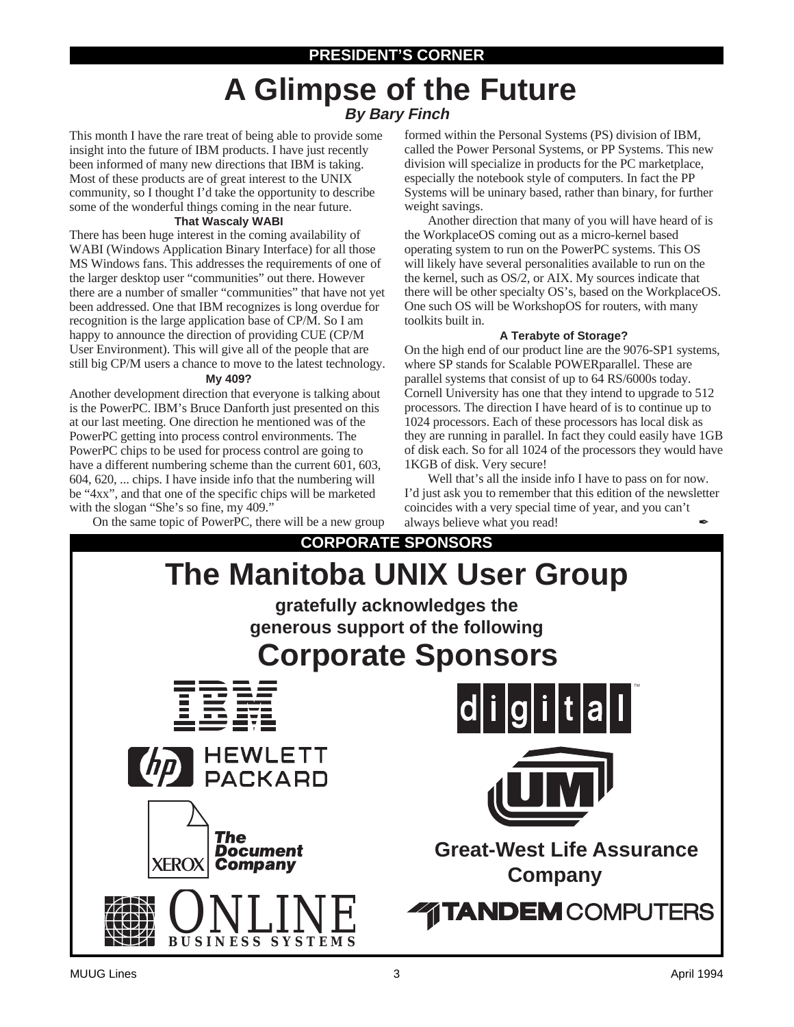## PRESIDENT'S CORNER

# A Glimpse of the Future

***By Bary Finch***

This month I have the rare treat of being able to provide some insight into the future of IBM products. I have just recently been informed of many new directions that IBM is taking. Most of these products are of great interest to the UNIX community, so I thought I'd take the opportunity to describe some of the wonderful things coming in the near future.

### That Wascaly WABI

There has been huge interest in the coming availability of WABI (Windows Application Binary Interface) for all those MS Windows fans. This addresses the requirements of one of the larger desktop user "communities" out there. However there are a number of smaller "communities" that have not yet been addressed. One that IBM recognizes is long overdue for recognition is the large application base of CP/M. So I am happy to announce the direction of providing CUE (CP/M User Environment). This will give all of the people that are still big CP/M users a chance to move to the latest technology.

### My 409?

Another development direction that everyone is talking about is the PowerPC. IBM's Bruce Danforth just presented on this at our last meeting. One direction he mentioned was of the PowerPC getting into process control environments. The PowerPC chips to be used for process control are going to have a different numbering scheme than the current 601, 603, 604, 620, ... chips. I have inside info that the numbering will be "4xx", and that one of the specific chips will be marketed with the slogan "She's so fine, my 409."

On the same topic of PowerPC, there will be a new group formed within the Personal Systems (PS) division of IBM, called the Power Personal Systems, or PP Systems. This new division will specialize in products for the PC marketplace, especially the notebook style of computers. In fact the PP Systems will be uninary based, rather than binary, for further weight savings.

Another direction that many of you will have heard of is the WorkplaceOS coming out as a micro-kernel based operating system to run on the PowerPC systems. This OS will likely have several personalities available to run on the the kernel, such as OS/2, or AIX. My sources indicate that there will be other specialty OS's, based on the WorkplaceOS. One such OS will be WorkshopOS for routers, with many toolkits built in.

### A Terabyte of Storage?

On the high end of our product line are the 9076-SP1 systems, where SP stands for Scalable POWERparallel. These are parallel systems that consist of up to 64 RS/6000s today. Cornell University has one that they intend to upgrade to 512 processors. The direction I have heard of is to continue up to 1024 processors. Each of these processors has local disk as they are running in parallel. In fact they could easily have 1GB of disk each. So for all 1024 of the processors they would have 1KGB of disk. Very secure!

Well that's all the inside info I have to pass on for now. I'd just ask you to remember that this edition of the newsletter coincides with a very special time of year, and you can't always believe what you read!

## CORPORATE SPONSORS

# The Manitoba UNIX User Group

**gratefully acknowledges the generous support of the following**

# Corporate Sponsors

IBM

digital™

HEWLETT PACKARD

UM

XEROX *The Document Company*

**Great-West Life Assurance Company**

ONLINE BUSINESS SYSTEMS

TANDEM COMPUTERS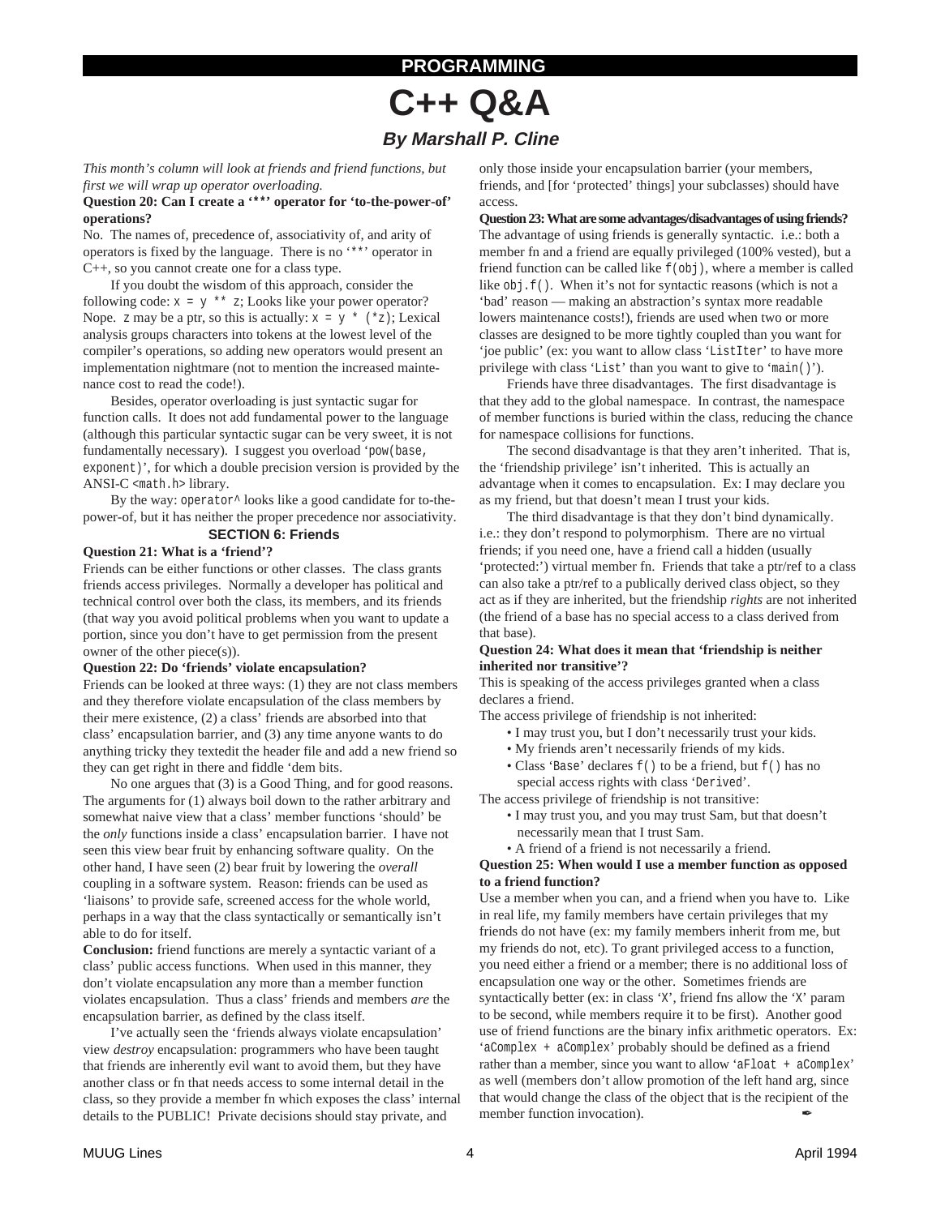PROGRAMMING

# C++ Q&A

### *By Marshall P. Cline*

*This month's column will look at friends and friend functions, but first we will wrap up operator overloading.*

**Question 20: Can I create a '**' operator for 'to-the-power-of' operations?**

No. The names of, precedence of, associativity of, and arity of operators is fixed by the language. There is no '`**`' operator in C++, so you cannot create one for a class type.

If you doubt the wisdom of this approach, consider the following code: `x = y ** z`; Looks like your power operator? Nope. `z` may be a ptr, so this is actually: `x = y * (*z)`; Lexical analysis groups characters into tokens at the lowest level of the compiler's operations, so adding new operators would present an implementation nightmare (not to mention the increased maintenance cost to read the code!).

Besides, operator overloading is just syntactic sugar for function calls. It does not add fundamental power to the language (although this particular syntactic sugar can be very sweet, it is not fundamentally necessary). I suggest you overload '`pow(base, exponent)`', for which a double precision version is provided by the ANSI-C `<math.h>` library.

By the way: `operator^` looks like a good candidate for to-the-power-of, but it has neither the proper precedence nor associativity.

## SECTION 6: Friends

**Question 21: What is a 'friend'?**

Friends can be either functions or other classes. The class grants friends access privileges. Normally a developer has political and technical control over both the class, its members, and its friends (that way you avoid political problems when you want to update a portion, since you don't have to get permission from the present owner of the other piece(s)).

**Question 22: Do 'friends' violate encapsulation?**

Friends can be looked at three ways: (1) they are not class members and they therefore violate encapsulation of the class members by their mere existence, (2) a class' friends are absorbed into that class' encapsulation barrier, and (3) any time anyone wants to do anything tricky they textedit the header file and add a new friend so they can get right in there and fiddle 'dem bits.

No one argues that (3) is a Good Thing, and for good reasons. The arguments for (1) always boil down to the rather arbitrary and somewhat naive view that a class' member functions 'should' be the *only* functions inside a class' encapsulation barrier. I have not seen this view bear fruit by enhancing software quality. On the other hand, I have seen (2) bear fruit by lowering the *overall* coupling in a software system. Reason: friends can be used as 'liaisons' to provide safe, screened access for the whole world, perhaps in a way that the class syntactically or semantically isn't able to do for itself.

**Conclusion:** friend functions are merely a syntactic variant of a class' public access functions. When used in this manner, they don't violate encapsulation any more than a member function violates encapsulation. Thus a class' friends and members *are* the encapsulation barrier, as defined by the class itself.

I've actually seen the 'friends always violate encapsulation' view *destroy* encapsulation: programmers who have been taught that friends are inherently evil want to avoid them, but they have another class or fn that needs access to some internal detail in the class, so they provide a member fn which exposes the class' internal details to the PUBLIC! Private decisions should stay private, and only those inside your encapsulation barrier (your members, friends, and [for 'protected' things] your subclasses) should have access.

**Question 23: What are some advantages/disadvantages of using friends?**

The advantage of using friends is generally syntactic. i.e.: both a member fn and a friend are equally privileged (100% vested), but a friend function can be called like `f(obj)`, where a member is called like `obj.f()`. When it's not for syntactic reasons (which is not a 'bad' reason — making an abstraction's syntax more readable lowers maintenance costs!), friends are used when two or more classes are designed to be more tightly coupled than you want for 'joe public' (ex: you want to allow class '`ListIter`' to have more privilege with class '`List`' than you want to give to '`main()`').

Friends have three disadvantages. The first disadvantage is that they add to the global namespace. In contrast, the namespace of member functions is buried within the class, reducing the chance for namespace collisions for functions.

The second disadvantage is that they aren't inherited. That is, the 'friendship privilege' isn't inherited. This is actually an advantage when it comes to encapsulation. Ex: I may declare you as my friend, but that doesn't mean I trust your kids.

The third disadvantage is that they don't bind dynamically. i.e.: they don't respond to polymorphism. There are no virtual friends; if you need one, have a friend call a hidden (usually 'protected:') virtual member fn. Friends that take a ptr/ref to a class can also take a ptr/ref to a publically derived class object, so they act as if they are inherited, but the friendship *rights* are not inherited (the friend of a base has no special access to a class derived from that base).

**Question 24: What does it mean that 'friendship is neither inherited nor transitive'?**

This is speaking of the access privileges granted when a class declares a friend.

The access privilege of friendship is not inherited:

- I may trust you, but I don't necessarily trust your kids.
- My friends aren't necessarily friends of my kids.
- Class '`Base`' declares `f()` to be a friend, but `f()` has no special access rights with class '`Derived`'.

The access privilege of friendship is not transitive:

- I may trust you, and you may trust Sam, but that doesn't necessarily mean that I trust Sam.
- A friend of a friend is not necessarily a friend.

**Question 25: When would I use a member function as opposed to a friend function?**

Use a member when you can, and a friend when you have to. Like in real life, my family members have certain privileges that my friends do not have (ex: my family members inherit from me, but my friends do not, etc). To grant privileged access to a function, you need either a friend or a member; there is no additional loss of encapsulation one way or the other. Sometimes friends are syntactically better (ex: in class '`X`', friend fns allow the '`X`' param to be second, while members require it to be first). Another good use of friend functions are the binary infix arithmetic operators. Ex: '`aComplex + aComplex`' probably should be defined as a friend rather than a member, since you want to allow '`aFloat + aComplex`' as well (members don't allow promotion of the left hand arg, since that would change the class of the object that is the recipient of the member function invocation).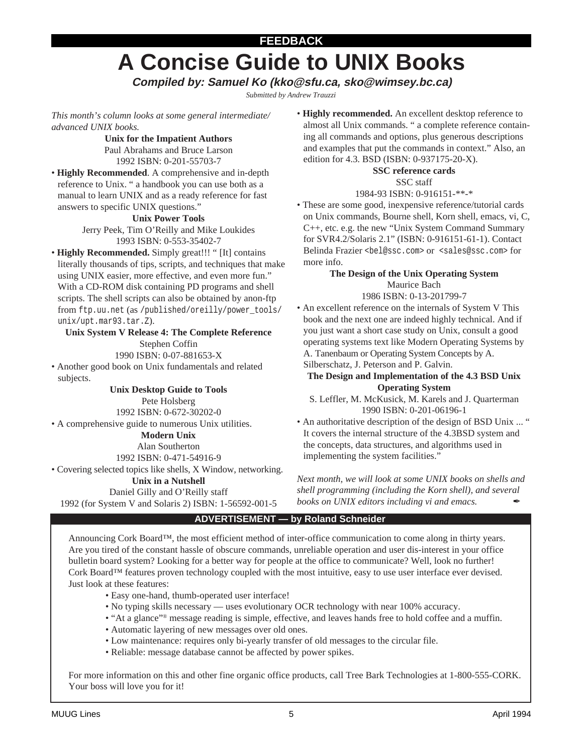**FEEDBACK**

# A Concise Guide to UNIX Books

***Compiled by: Samuel Ko (kko@sfu.ca, sko@wimsey.bc.ca)***

*Submitted by Andrew Trauzzi*

*This month's column looks at some general intermediate/advanced UNIX books.*

**Unix for the Impatient Authors**
Paul Abrahams and Bruce Larson
1992 ISBN: 0-201-55703-7

- **Highly Recommended**. A comprehensive and in-depth reference to Unix. " a handbook you can use both as a manual to learn UNIX and as a ready reference for fast answers to specific UNIX questions."

**Unix Power Tools**
Jerry Peek, Tim O'Reilly and Mike Loukides
1993 ISBN: 0-553-35402-7

- **Highly Recommended.** Simply great!!! " [It] contains literally thousands of tips, scripts, and techniques that make using UNIX easier, more effective, and even more fun." With a CD-ROM disk containing PD programs and shell scripts. The shell scripts can also be obtained by anon-ftp from `ftp.uu.net` (as `/published/oreilly/power_tools/unix/upt.mar93.tar.Z`).

**Unix System V Release 4: The Complete Reference**
Stephen Coffin
1990 ISBN: 0-07-881653-X

- Another good book on Unix fundamentals and related subjects.

**Unix Desktop Guide to Tools**
Pete Holsberg
1992 ISBN: 0-672-30202-0

- A comprehensive guide to numerous Unix utilities.

**Modern Unix**
Alan Southerton
1992 ISBN: 0-471-54916-9

- Covering selected topics like shells, X Window, networking.

**Unix in a Nutshell**
Daniel Gilly and O'Reilly staff
1992 (for System V and Solaris 2) ISBN: 1-56592-001-5

- **Highly recommended.** An excellent desktop reference to almost all Unix commands. " a complete reference containing all commands and options, plus generous descriptions and examples that put the commands in context." Also, an edition for 4.3. BSD (ISBN: 0-937175-20-X).

**SSC reference cards**
SSC staff
1984-93 ISBN: 0-916151-**-*

- These are some good, inexpensive reference/tutorial cards on Unix commands, Bourne shell, Korn shell, emacs, vi, C, C++, etc. e.g. the new "Unix System Command Summary for SVR4.2/Solaris 2.1" (ISBN: 0-916151-61-1). Contact Belinda Frazier `<bel@ssc.com>` or `<sales@ssc.com>` for more info.

**The Design of the Unix Operating System**
Maurice Bach
1986 ISBN: 0-13-201799-7

- An excellent reference on the internals of System V This book and the next one are indeed highly technical. And if you just want a short case study on Unix, consult a good operating systems text like Modern Operating Systems by A. Tanenbaum or Operating System Concepts by A. Silberschatz, J. Peterson and P. Galvin.

**The Design and Implementation of the 4.3 BSD Unix Operating System**
S. Leffler, M. McKusick, M. Karels and J. Quarterman
1990 ISBN: 0-201-06196-1

- An authoritative description of the design of BSD Unix ... " It covers the internal structure of the 4.3BSD system and the concepts, data structures, and algorithms used in implementing the system facilities."

*Next month, we will look at some UNIX books on shells and shell programming (including the Korn shell), and several books on UNIX editors including vi and emacs.* ✒

**ADVERTISEMENT — by Roland Schneider**

Announcing Cork Board™, the most efficient method of inter-office communication to come along in thirty years. Are you tired of the constant hassle of obscure commands, unreliable operation and user dis-interest in your office bulletin board system? Looking for a better way for people at the office to communicate? Well, look no further! Cork Board™ features proven technology coupled with the most intuitive, easy to use user interface ever devised. Just look at these features:

- Easy one-hand, thumb-operated user interface!
- No typing skills necessary — uses evolutionary OCR technology with near 100% accuracy.
- "At a glance"® message reading is simple, effective, and leaves hands free to hold coffee and a muffin.
- Automatic layering of new messages over old ones.
- Low maintenance: requires only bi-yearly transfer of old messages to the circular file.
- Reliable: message database cannot be affected by power spikes.

For more information on this and other fine organic office products, call Tree Bark Technologies at 1-800-555-CORK. Your boss will love you for it!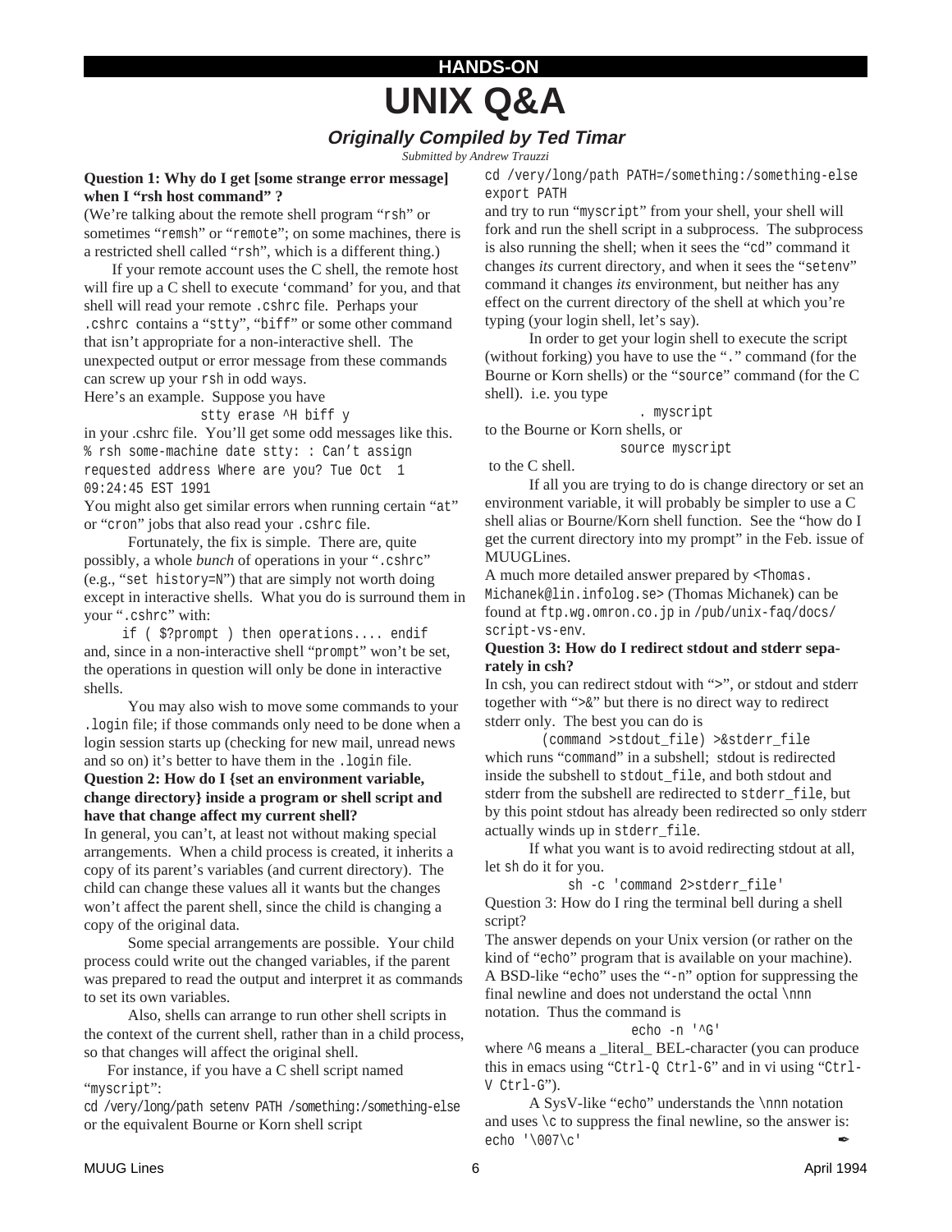HANDS-ON

# UNIX Q&A

### *Originally Compiled by Ted Timar*

*Submitted by Andrew Trauzzi*

**Question 1: Why do I get [some strange error message] when I "rsh host command" ?**

(We're talking about the remote shell program "`rsh`" or sometimes "`remsh`" or "`remote`"; on some machines, there is a restricted shell called "`rsh`", which is a different thing.)

If your remote account uses the C shell, the remote host will fire up a C shell to execute 'command' for you, and that shell will read your remote `.cshrc` file. Perhaps your `.cshrc` contains a "`stty`", "`biff`" or some other command that isn't appropriate for a non-interactive shell. The unexpected output or error message from these commands can screw up your `rsh` in odd ways.

Here's an example. Suppose you have

```
stty erase ^H biff y
```

in your .cshrc file. You'll get some odd messages like this.

```
% rsh some-machine date stty: : Can't assign requested address Where are you? Tue Oct  1 09:24:45 EST 1991
```

You might also get similar errors when running certain "`at`" or "`cron`" jobs that also read your `.cshrc` file.

Fortunately, the fix is simple. There are, quite possibly, a whole *bunch* of operations in your "`.cshrc`" (e.g., "`set history=N`") that are simply not worth doing except in interactive shells. What you do is surround them in your "`.cshrc`" with:

```
if ( $?prompt ) then operations.... endif
```

and, since in a non-interactive shell "`prompt`" won't be set, the operations in question will only be done in interactive shells.

You may also wish to move some commands to your `.login` file; if those commands only need to be done when a login session starts up (checking for new mail, unread news and so on) it's better to have them in the `.login` file.

**Question 2: How do I {set an environment variable, change directory} inside a program or shell script and have that change affect my current shell?**

In general, you can't, at least not without making special arrangements. When a child process is created, it inherits a copy of its parent's variables (and current directory). The child can change these values all it wants but the changes won't affect the parent shell, since the child is changing a copy of the original data.

Some special arrangements are possible. Your child process could write out the changed variables, if the parent was prepared to read the output and interpret it as commands to set its own variables.

Also, shells can arrange to run other shell scripts in the context of the current shell, rather than in a child process, so that changes will affect the original shell.

For instance, if you have a C shell script named "`myscript`":

```
cd /very/long/path setenv PATH /something:/something-else
```

or the equivalent Bourne or Korn shell script

```
cd /very/long/path PATH=/something:/something-else export PATH
```

and try to run "`myscript`" from your shell, your shell will fork and run the shell script in a subprocess. The subprocess is also running the shell; when it sees the "`cd`" command it changes *its* current directory, and when it sees the "`setenv`" command it changes *its* environment, but neither has any effect on the current directory of the shell at which you're typing (your login shell, let's say).

In order to get your login shell to execute the script (without forking) you have to use the "`.`" command (for the Bourne or Korn shells) or the "`source`" command (for the C shell). i.e. you type

```
. myscript
```

to the Bourne or Korn shells, or

```
source myscript
```

to the C shell.

If all you are trying to do is change directory or set an environment variable, it will probably be simpler to use a C shell alias or Bourne/Korn shell function. See the "how do I get the current directory into my prompt" in the Feb. issue of MUUGLines.

A much more detailed answer prepared by `<Thomas.Michanek@lin.infolog.se>` (Thomas Michanek) can be found at `ftp.wg.omron.co.jp` in `/pub/unix-faq/docs/script-vs-env`.

**Question 3: How do I redirect stdout and stderr separately in csh?**

In csh, you can redirect stdout with ">", or stdout and stderr together with ">&" but there is no direct way to redirect stderr only. The best you can do is

```
(command >stdout_file) >&stderr_file
```

which runs "`command`" in a subshell; stdout is redirected inside the subshell to `stdout_file`, and both stdout and stderr from the subshell are redirected to `stderr_file`, but by this point stdout has already been redirected so only stderr actually winds up in `stderr_file`.

If what you want is to avoid redirecting stdout at all, let `sh` do it for you.

```
sh -c 'command 2>stderr_file'
```

Question 3: How do I ring the terminal bell during a shell script?

The answer depends on your Unix version (or rather on the kind of "`echo`" program that is available on your machine).

A BSD-like "`echo`" uses the "`-n`" option for suppressing the final newline and does not understand the octal `\nnn` notation. Thus the command is

```
echo -n '^G'
```

where `^G` means a _literal_ BEL-character (you can produce this in emacs using "`Ctrl-Q Ctrl-G`" and in vi using "`Ctrl-V Ctrl-G`").

A SysV-like "`echo`" understands the `\nnn` notation and uses `\c` to suppress the final newline, so the answer is:

```
echo '\007\c'
```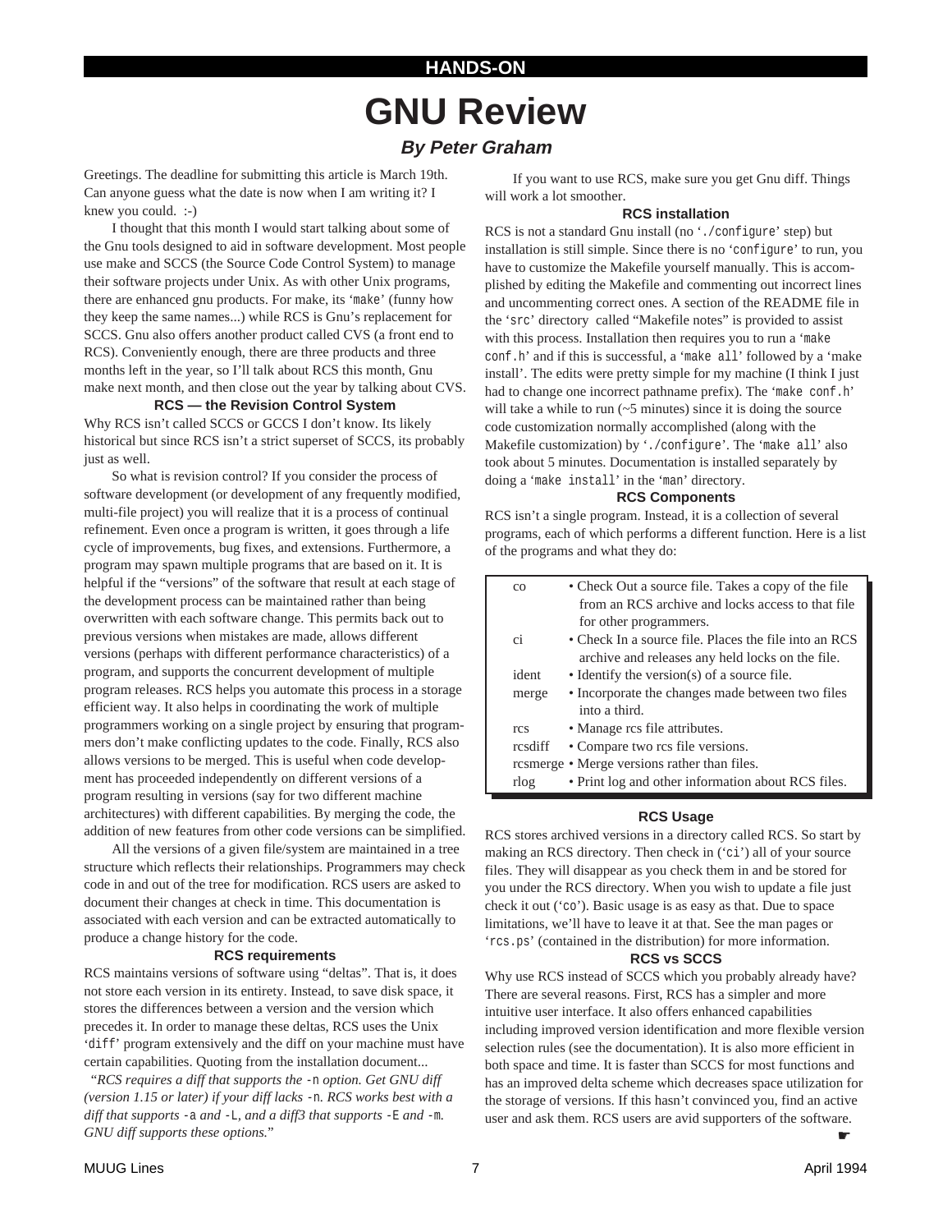# GNU Review

### *By Peter Graham*

Greetings. The deadline for submitting this article is March 19th. Can anyone guess what the date is now when I am writing it? I knew you could. :-)

I thought that this month I would start talking about some of the Gnu tools designed to aid in software development. Most people use make and SCCS (the Source Code Control System) to manage their software projects under Unix. As with other Unix programs, there are enhanced gnu products. For make, its '`make`' (funny how they keep the same names...) while RCS is Gnu's replacement for SCCS. Gnu also offers another product called CVS (a front end to RCS). Conveniently enough, there are three products and three months left in the year, so I'll talk about RCS this month, Gnu make next month, and then close out the year by talking about CVS.

#### RCS — the Revision Control System

Why RCS isn't called SCCS or GCCS I don't know. Its likely historical but since RCS isn't a strict superset of SCCS, its probably just as well.

So what is revision control? If you consider the process of software development (or development of any frequently modified, multi-file project) you will realize that it is a process of continual refinement. Even once a program is written, it goes through a life cycle of improvements, bug fixes, and extensions. Furthermore, a program may spawn multiple programs that are based on it. It is helpful if the "versions" of the software that result at each stage of the development process can be maintained rather than being overwritten with each software change. This permits back out to previous versions when mistakes are made, allows different versions (perhaps with different performance characteristics) of a program, and supports the concurrent development of multiple program releases. RCS helps you automate this process in a storage efficient way. It also helps in coordinating the work of multiple programmers working on a single project by ensuring that programmers don't make conflicting updates to the code. Finally, RCS also allows versions to be merged. This is useful when code development has proceeded independently on different versions of a program resulting in versions (say for two different machine architectures) with different capabilities. By merging the code, the addition of new features from other code versions can be simplified.

All the versions of a given file/system are maintained in a tree structure which reflects their relationships. Programmers may check code in and out of the tree for modification. RCS users are asked to document their changes at check in time. This documentation is associated with each version and can be extracted automatically to produce a change history for the code.

#### RCS requirements

RCS maintains versions of software using "deltas". That is, it does not store each version in its entirety. Instead, to save disk space, it stores the differences between a version and the version which precedes it. In order to manage these deltas, RCS uses the Unix '`diff`' program extensively and the diff on your machine must have certain capabilities. Quoting from the installation document...

"*RCS requires a diff that supports the* `-n` *option. Get GNU diff (version 1.15 or later) if your diff lacks* `-n`*. RCS works best with a diff that supports* `-a` *and* `-L`*, and a diff3 that supports* `-E` *and* `-m`*. GNU diff supports these options.*"

If you want to use RCS, make sure you get Gnu diff. Things will work a lot smoother.

#### RCS installation

RCS is not a standard Gnu install (no '`./configure`' step) but installation is still simple. Since there is no '`configure`' to run, you have to customize the Makefile yourself manually. This is accomplished by editing the Makefile and commenting out incorrect lines and uncommenting correct ones. A section of the README file in the '`src`' directory called "Makefile notes" is provided to assist with this process. Installation then requires you to run a '`make conf.h`' and if this is successful, a '`make all`' followed by a 'make install'. The edits were pretty simple for my machine (I think I just had to change one incorrect pathname prefix). The '`make conf.h`' will take a while to run (~5 minutes) since it is doing the source code customization normally accomplished (along with the Makefile customization) by '`./configure`'. The '`make all`' also took about 5 minutes. Documentation is installed separately by doing a '`make install`' in the '`man`' directory.

#### RCS Components

RCS isn't a single program. Instead, it is a collection of several programs, each of which performs a different function. Here is a list of the programs and what they do:

| | |
|---|---|
| co | • Check Out a source file. Takes a copy of the file from an RCS archive and locks access to that file for other programmers. |
| ci | • Check In a source file. Places the file into an RCS archive and releases any held locks on the file. |
| ident | • Identify the version(s) of a source file. |
| merge | • Incorporate the changes made between two files into a third. |
| rcs | • Manage rcs file attributes. |
| rcsdiff | • Compare two rcs file versions. |
| rcsmerge | • Merge versions rather than files. |
| rlog | • Print log and other information about RCS files. |

#### RCS Usage

RCS stores archived versions in a directory called RCS. So start by making an RCS directory. Then check in ('`ci`') all of your source files. They will disappear as you check them in and be stored for you under the RCS directory. When you wish to update a file just check it out ('`co`'). Basic usage is as easy as that. Due to space limitations, we'll have to leave it at that. See the man pages or '`rcs.ps`' (contained in the distribution) for more information.

#### RCS vs SCCS

Why use RCS instead of SCCS which you probably already have? There are several reasons. First, RCS has a simpler and more intuitive user interface. It also offers enhanced capabilities including improved version identification and more flexible version selection rules (see the documentation). It is also more efficient in both space and time. It is faster than SCCS for most functions and has an improved delta scheme which decreases space utilization for the storage of versions. If this hasn't convinced you, find an active user and ask them. RCS users are avid supporters of the software.

☛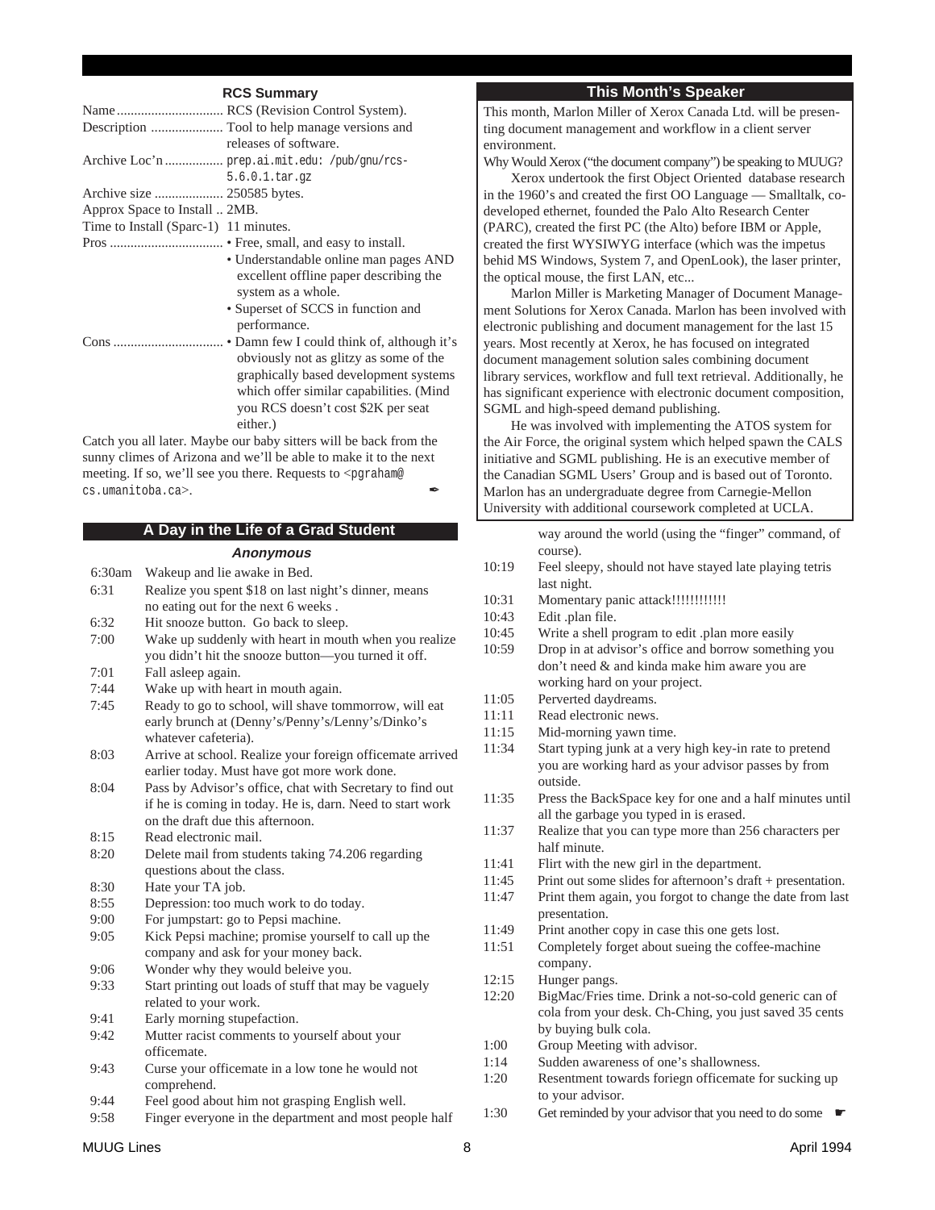## RCS Summary

| | |
|---|---|
| Name | RCS (Revision Control System). |
| Description | Tool to help manage versions and releases of software. |
| Archive Loc'n | `prep.ai.mit.edu: /pub/gnu/rcs-5.6.0.1.tar.gz` |
| Archive size | 250585 bytes. |
| Approx Space to Install | 2MB. |
| Time to Install (Sparc-1) | 11 minutes. |
| Pros | • Free, small, and easy to install. • Understandable online man pages AND excellent offline paper describing the system as a whole. • Superset of SCCS in function and performance. |
| Cons | • Damn few I could think of, although it's obviously not as glitzy as some of the graphically based development systems which offer similar capabilities. (Mind you RCS doesn't cost $2K per seat either.) |

Catch you all later. Maybe our baby sitters will be back from the sunny climes of Arizona and we'll be able to make it to the next meeting. If so, we'll see you there. Requests to <`pgraham@cs.umanitoba.ca`>. ✒

## A Day in the Life of a Grad Student

***Anonymous***

| | |
|---|---|
| 6:30am | Wakeup and lie awake in Bed. |
| 6:31 | Realize you spent $18 on last night's dinner, means no eating out for the next 6 weeks . |
| 6:32 | Hit snooze button. Go back to sleep. |
| 7:00 | Wake up suddenly with heart in mouth when you realize you didn't hit the snooze button—you turned it off. |
| 7:01 | Fall asleep again. |
| 7:44 | Wake up with heart in mouth again. |
| 7:45 | Ready to go to school, will shave tommorrow, will eat early brunch at (Denny's/Penny's/Lenny's/Dinko's whatever cafeteria). |
| 8:03 | Arrive at school. Realize your foreign officemate arrived earlier today. Must have got more work done. |
| 8:04 | Pass by Advisor's office, chat with Secretary to find out if he is coming in today. He is, darn. Need to start work on the draft due this afternoon. |
| 8:15 | Read electronic mail. |
| 8:20 | Delete mail from students taking 74.206 regarding questions about the class. |
| 8:30 | Hate your TA job. |
| 8:55 | Depression: too much work to do today. |
| 9:00 | For jumpstart: go to Pepsi machine. |
| 9:05 | Kick Pepsi machine; promise yourself to call up the company and ask for your money back. |
| 9:06 | Wonder why they would beleive you. |
| 9:33 | Start printing out loads of stuff that may be vaguely related to your work. |
| 9:41 | Early morning stupefaction. |
| 9:42 | Mutter racist comments to yourself about your officemate. |
| 9:43 | Curse your officemate in a low tone he would not comprehend. |
| 9:44 | Feel good about him not grasping English well. |
| 9:58 | Finger everyone in the department and most people half way around the world (using the "finger" command, of course). |
| 10:19 | Feel sleepy, should not have stayed late playing tetris last night. |
| 10:31 | Momentary panic attack!!!!!!!!!!!! |
| 10:43 | Edit .plan file. |
| 10:45 | Write a shell program to edit .plan more easily |
| 10:59 | Drop in at advisor's office and borrow something you don't need & and kinda make him aware you are working hard on your project. |
| 11:05 | Perverted daydreams. |
| 11:11 | Read electronic news. |
| 11:15 | Mid-morning yawn time. |
| 11:34 | Start typing junk at a very high key-in rate to pretend you are working hard as your advisor passes by from outside. |
| 11:35 | Press the BackSpace key for one and a half minutes until all the garbage you typed in is erased. |
| 11:37 | Realize that you can type more than 256 characters per half minute. |
| 11:41 | Flirt with the new girl in the department. |
| 11:45 | Print out some slides for afternoon's draft + presentation. |
| 11:47 | Print them again, you forgot to change the date from last presentation. |
| 11:49 | Print another copy in case this one gets lost. |
| 11:51 | Completely forget about sueing the coffee-machine company. |
| 12:15 | Hunger pangs. |
| 12:20 | BigMac/Fries time. Drink a not-so-cold generic can of cola from your desk. Ch-Ching, you just saved 35 cents by buying bulk cola. |
| 1:00 | Group Meeting with advisor. |
| 1:14 | Sudden awareness of one's shallowness. |
| 1:20 | Resentment towards foriegn officemate for sucking up to your advisor. |
| 1:30 | Get reminded by your advisor that you need to do some ☛ |

## This Month's Speaker

This month, Marlon Miller of Xerox Canada Ltd. will be presenting document management and workflow in a client server environment.

Why Would Xerox ("the document company") be speaking to MUUG?

Xerox undertook the first Object Oriented database research in the 1960's and created the first OO Language — Smalltalk, co-developed ethernet, founded the Palo Alto Research Center (PARC), created the first PC (the Alto) before IBM or Apple, created the first WYSIWYG interface (which was the impetus behid MS Windows, System 7, and OpenLook), the laser printer, the optical mouse, the first LAN, etc...

Marlon Miller is Marketing Manager of Document Management Solutions for Xerox Canada. Marlon has been involved with electronic publishing and document management for the last 15 years. Most recently at Xerox, he has focused on integrated document management solution sales combining document library services, workflow and full text retrieval. Additionally, he has significant experience with electronic document composition, SGML and high-speed demand publishing.

He was involved with implementing the ATOS system for the Air Force, the original system which helped spawn the CALS initiative and SGML publishing. He is an executive member of the Canadian SGML Users' Group and is based out of Toronto. Marlon has an undergraduate degree from Carnegie-Mellon University with additional coursework completed at UCLA.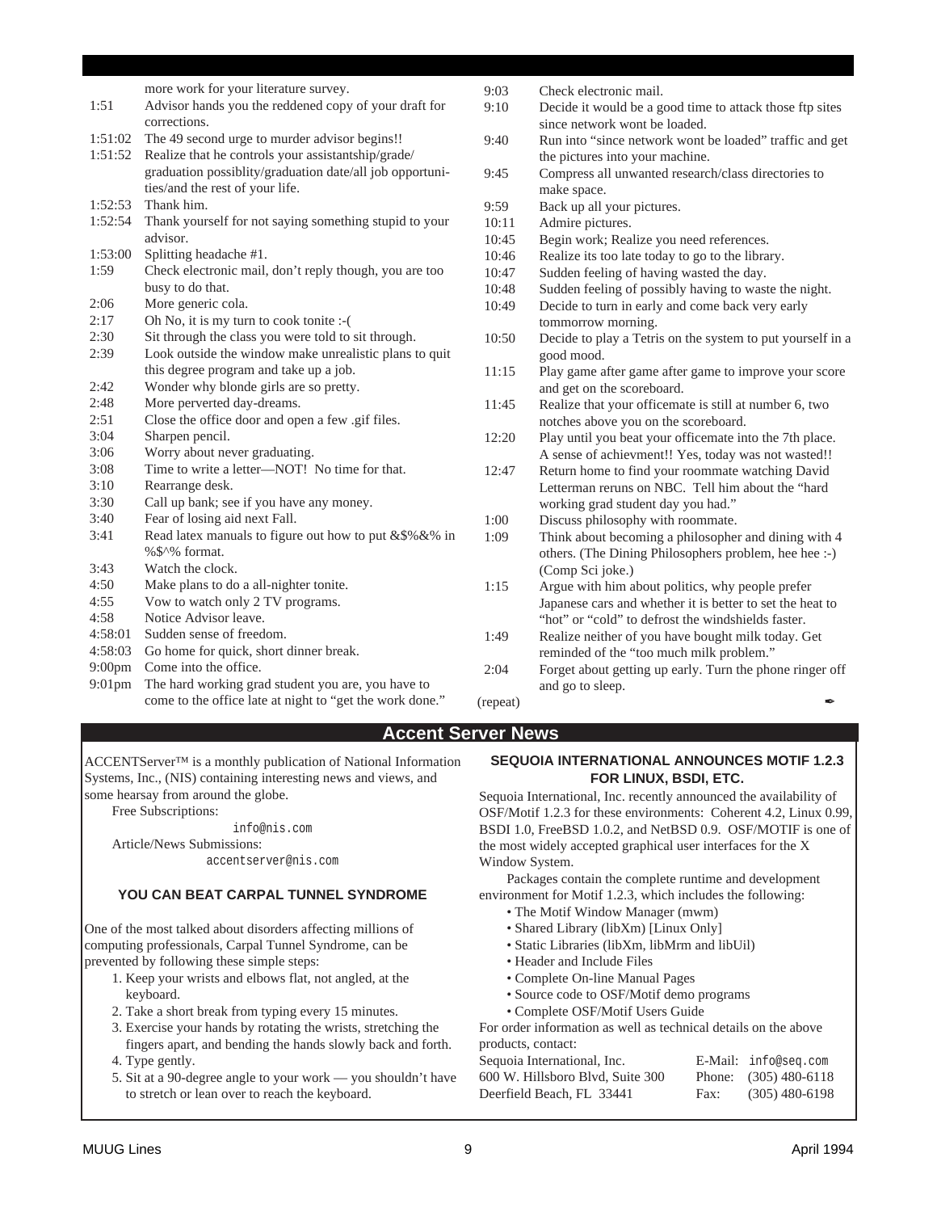| | |
|---|---|
| | more work for your literature survey. |
| 1:51 | Advisor hands you the reddened copy of your draft for corrections. |
| 1:51:02 | The 49 second urge to murder advisor begins!! |
| 1:51:52 | Realize that he controls your assistantship/grade/graduation possiblity/graduation date/all job opportunities/and the rest of your life. |
| 1:52:53 | Thank him. |
| 1:52:54 | Thank yourself for not saying something stupid to your advisor. |
| 1:53:00 | Splitting headache #1. |
| 1:59 | Check electronic mail, don't reply though, you are too busy to do that. |
| 2:06 | More generic cola. |
| 2:17 | Oh No, it is my turn to cook tonite :-( |
| 2:30 | Sit through the class you were told to sit through. |
| 2:39 | Look outside the window make unrealistic plans to quit this degree program and take up a job. |
| 2:42 | Wonder why blonde girls are so pretty. |
| 2:48 | More perverted day-dreams. |
| 2:51 | Close the office door and open a few .gif files. |
| 3:04 | Sharpen pencil. |
| 3:06 | Worry about never graduating. |
| 3:08 | Time to write a letter—NOT! No time for that. |
| 3:10 | Rearrange desk. |
| 3:30 | Call up bank; see if you have any money. |
| 3:40 | Fear of losing aid next Fall. |
| 3:41 | Read latex manuals to figure out how to put &$%&% in %$^% format. |
| 3:43 | Watch the clock. |
| 4:50 | Make plans to do a all-nighter tonite. |
| 4:55 | Vow to watch only 2 TV programs. |
| 4:58 | Notice Advisor leave. |
| 4:58:01 | Sudden sense of freedom. |
| 4:58:03 | Go home for quick, short dinner break. |
| 9:00pm | Come into the office. |
| 9:01pm | The hard working grad student you are, you have to come to the office late at night to "get the work done." |
| 9:03 | Check electronic mail. |
| 9:10 | Decide it would be a good time to attack those ftp sites since network wont be loaded. |
| 9:40 | Run into "since network wont be loaded" traffic and get the pictures into your machine. |
| 9:45 | Compress all unwanted research/class directories to make space. |
| 9:59 | Back up all your pictures. |
| 10:11 | Admire pictures. |
| 10:45 | Begin work; Realize you need references. |
| 10:46 | Realize its too late today to go to the library. |
| 10:47 | Sudden feeling of having wasted the day. |
| 10:48 | Sudden feeling of possibly having to waste the night. |
| 10:49 | Decide to turn in early and come back very early tommorrow morning. |
| 10:50 | Decide to play a Tetris on the system to put yourself in a good mood. |
| 11:15 | Play game after game after game to improve your score and get on the scoreboard. |
| 11:45 | Realize that your officemate is still at number 6, two notches above you on the scoreboard. |
| 12:20 | Play until you beat your officemate into the 7th place. A sense of achievment!! Yes, today was not wasted!! |
| 12:47 | Return home to find your roommate watching David Letterman reruns on NBC. Tell him about the "hard working grad student day you had." |
| 1:00 | Discuss philosophy with roommate. |
| 1:09 | Think about becoming a philosopher and dining with 4 others. (The Dining Philosophers problem, hee hee :-) (Comp Sci joke.) |
| 1:15 | Argue with him about politics, why people prefer Japanese cars and whether it is better to set the heat to "hot" or "cold" to defrost the windshields faster. |
| 1:49 | Realize neither of you have bought milk today. Get reminded of the "too much milk problem." |
| 2:04 | Forget about getting up early. Turn the phone ringer off and go to sleep. |
| (repeat) | |

## Accent Server News

ACCENTServer™ is a monthly publication of National Information Systems, Inc., (NIS) containing interesting news and views, and some hearsay from around the globe.

Free Subscriptions:
`info@nis.com`

Article/News Submissions:
`accentserver@nis.com`

### YOU CAN BEAT CARPAL TUNNEL SYNDROME

One of the most talked about disorders affecting millions of computing professionals, Carpal Tunnel Syndrome, can be prevented by following these simple steps:

1. Keep your wrists and elbows flat, not angled, at the keyboard.
2. Take a short break from typing every 15 minutes.
3. Exercise your hands by rotating the wrists, stretching the fingers apart, and bending the hands slowly back and forth.
4. Type gently.
5. Sit at a 90-degree angle to your work — you shouldn't have to stretch or lean over to reach the keyboard.

### SEQUOIA INTERNATIONAL ANNOUNCES MOTIF 1.2.3 FOR LINUX, BSDI, ETC.

Sequoia International, Inc. recently announced the availability of OSF/Motif 1.2.3 for these environments: Coherent 4.2, Linux 0.99, BSDI 1.0, FreeBSD 1.0.2, and NetBSD 0.9. OSF/MOTIF is one of the most widely accepted graphical user interfaces for the X Window System.

Packages contain the complete runtime and development environment for Motif 1.2.3, which includes the following:

- The Motif Window Manager (mwm)
- Shared Library (libXm) [Linux Only]
- Static Libraries (libXm, libMrm and libUil)
- Header and Include Files
- Complete On-line Manual Pages
- Source code to OSF/Motif demo programs
- Complete OSF/Motif Users Guide

For order information as well as technical details on the above products, contact:

| | | |
|---|---|---|
| Sequoia International, Inc. | E-Mail: | `info@seq.com` |
| 600 W. Hillsboro Blvd, Suite 300 | Phone: | (305) 480-6118 |
| Deerfield Beach, FL 33441 | Fax: | (305) 480-6198 |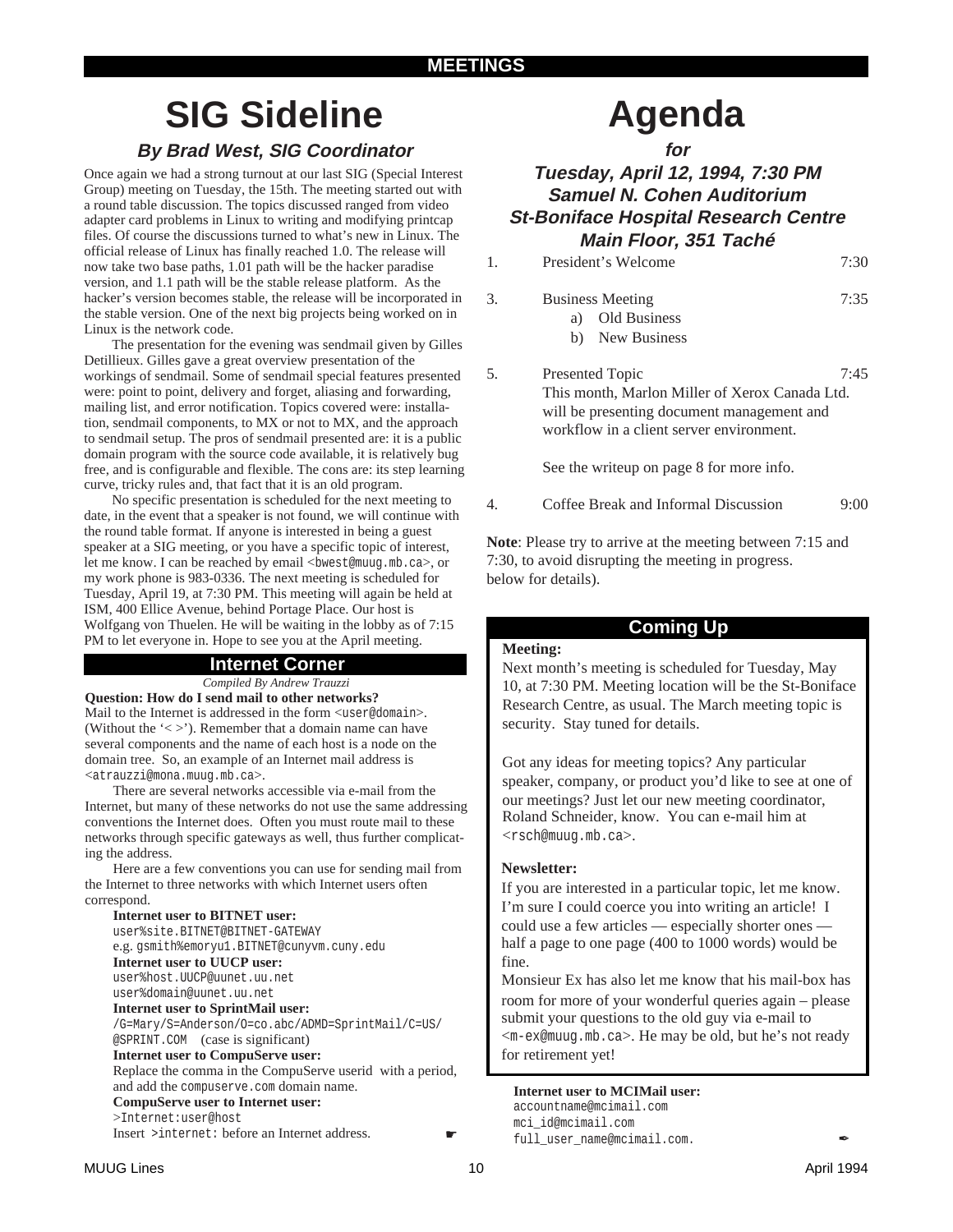**MEETINGS**

# SIG Sideline

### *By Brad West, SIG Coordinator*

Once again we had a strong turnout at our last SIG (Special Interest Group) meeting on Tuesday, the 15th. The meeting started out with a round table discussion. The topics discussed ranged from video adapter card problems in Linux to writing and modifying printcap files. Of course the discussions turned to what's new in Linux. The official release of Linux has finally reached 1.0. The release will now take two base paths, 1.01 path will be the hacker paradise version, and 1.1 path will be the stable release platform. As the hacker's version becomes stable, the release will be incorporated in the stable version. One of the next big projects being worked on in Linux is the network code.

The presentation for the evening was sendmail given by Gilles Detillieux. Gilles gave a great overview presentation of the workings of sendmail. Some of sendmail special features presented were: point to point, delivery and forget, aliasing and forwarding, mailing list, and error notification. Topics covered were: installation, sendmail components, to MX or not to MX, and the approach to sendmail setup. The pros of sendmail presented are: it is a public domain program with the source code available, it is relatively bug free, and is configurable and flexible. The cons are: its step learning curve, tricky rules and, that fact that it is an old program.

No specific presentation is scheduled for the next meeting to date, in the event that a speaker is not found, we will continue with the round table format. If anyone is interested in being a guest speaker at a SIG meeting, or you have a specific topic of interest, let me know. I can be reached by email <bwest@muug.mb.ca>, or my work phone is 983-0336. The next meeting is scheduled for Tuesday, April 19, at 7:30 PM. This meeting will again be held at ISM, 400 Ellice Avenue, behind Portage Place. Our host is Wolfgang von Thuelen. He will be waiting in the lobby as of 7:15 PM to let everyone in. Hope to see you at the April meeting.

## Internet Corner

*Compiled By Andrew Trauzzi*

**Question: How do I send mail to other networks?**

Mail to the Internet is addressed in the form <user@domain>. (Without the '< >'). Remember that a domain name can have several components and the name of each host is a node on the domain tree. So, an example of an Internet mail address is <atrauzzi@mona.muug.mb.ca>.

There are several networks accessible via e-mail from the Internet, but many of these networks do not use the same addressing conventions the Internet does. Often you must route mail to these networks through specific gateways as well, thus further complicating the address.

Here are a few conventions you can use for sending mail from the Internet to three networks with which Internet users often correspond.

**Internet user to BITNET user:**
user%site.BITNET@BITNET-GATEWAY
e.g. gsmith%emoryu1.BITNET@cunyvm.cuny.edu

**Internet user to UUCP user:**
user%host.UUCP@uunet.uu.net
user%domain@uunet.uu.net

**Internet user to SprintMail user:**
/G=Mary/S=Anderson/O=co.abc/ADMD=SprintMail/C=US/@SPRINT.COM (case is significant)

**Internet user to CompuServe user:**
Replace the comma in the CompuServe userid with a period, and add the compuserve.com domain name.

**CompuServe user to Internet user:**
>Internet:user@host
Insert >internet: before an Internet address.

**Internet user to MCIMail user:**
accountname@mcimail.com
mci_id@mcimail.com
full_user_name@mcimail.com.

# Agenda

### *for*
### *Tuesday, April 12, 1994, 7:30 PM*
### *Samuel N. Cohen Auditorium*
### *St-Boniface Hospital Research Centre*
### *Main Floor, 351 Taché*

| | | |
|---|---|---|
| 1. | President's Welcome | 7:30 |
| 3. | Business Meeting<br>a) Old Business<br>b) New Business | 7:35 |
| 5. | Presented Topic<br>This month, Marlon Miller of Xerox Canada Ltd. will be presenting document management and workflow in a client server environment.<br>See the writeup on page 8 for more info. | 7:45 |
| 4. | Coffee Break and Informal Discussion | 9:00 |

**Note**: Please try to arrive at the meeting between 7:15 and 7:30, to avoid disrupting the meeting in progress. below for details).

## Coming Up

**Meeting:**

Next month's meeting is scheduled for Tuesday, May 10, at 7:30 PM. Meeting location will be the St-Boniface Research Centre, as usual. The March meeting topic is security. Stay tuned for details.

Got any ideas for meeting topics? Any particular speaker, company, or product you'd like to see at one of our meetings? Just let our new meeting coordinator, Roland Schneider, know. You can e-mail him at <rsch@muug.mb.ca>.

**Newsletter:**

If you are interested in a particular topic, let me know. I'm sure I could coerce you into writing an article! I could use a few articles — especially shorter ones — half a page to one page (400 to 1000 words) would be fine.

Monsieur Ex has also let me know that his mail-box has room for more of your wonderful queries again – please submit your questions to the old guy via e-mail to <m-ex@muug.mb.ca>. He may be old, but he's not ready for retirement yet!